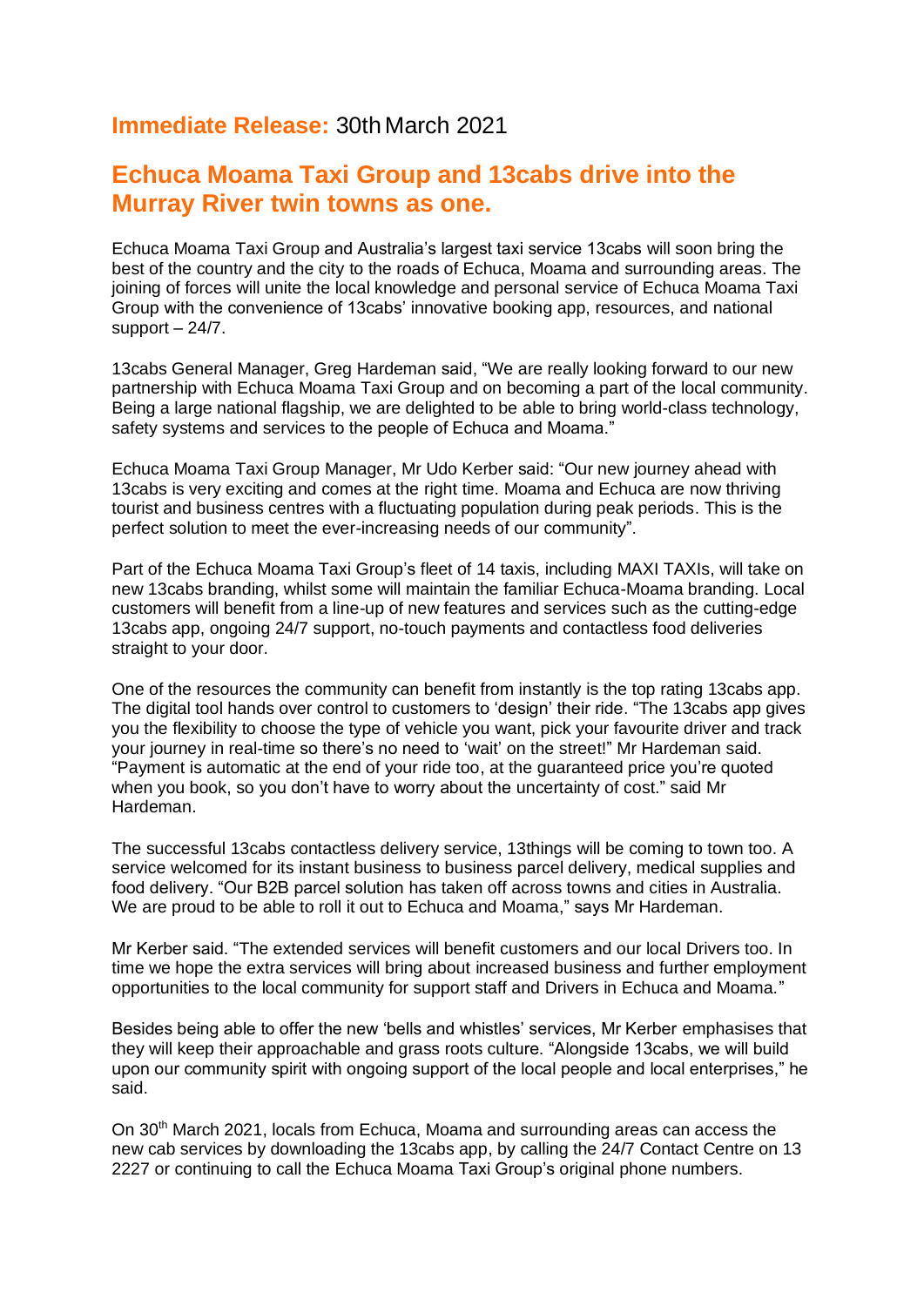**Immediate Release:** 30th March 2021

## Echuca Moama Taxi Group and 13cabs drive into the Murray River twin towns as one.

Echuca Moama Taxi Group and Australia's largest taxi service 13cabs will soon bring the best of the country and the city to the roads of Echuca, Moama and surrounding areas. The joining of forces will unite the local knowledge and personal service of Echuca Moama Taxi Group with the convenience of 13cabs' innovative booking app, resources, and national support – 24/7.

13cabs General Manager, Greg Hardeman said, "We are really looking forward to our new partnership with Echuca Moama Taxi Group and on becoming a part of the local community. Being a large national flagship, we are delighted to be able to bring world-class technology, safety systems and services to the people of Echuca and Moama."

Echuca Moama Taxi Group Manager, Mr Udo Kerber said: "Our new journey ahead with 13cabs is very exciting and comes at the right time. Moama and Echuca are now thriving tourist and business centres with a fluctuating population during peak periods. This is the perfect solution to meet the ever-increasing needs of our community".

Part of the Echuca Moama Taxi Group's fleet of 14 taxis, including MAXI TAXIs, will take on new 13cabs branding, whilst some will maintain the familiar Echuca-Moama branding. Local customers will benefit from a line-up of new features and services such as the cutting-edge 13cabs app, ongoing 24/7 support, no-touch payments and contactless food deliveries straight to your door.

One of the resources the community can benefit from instantly is the top rating 13cabs app. The digital tool hands over control to customers to 'design' their ride. "The 13cabs app gives you the flexibility to choose the type of vehicle you want, pick your favourite driver and track your journey in real-time so there's no need to 'wait' on the street!" Mr Hardeman said. "Payment is automatic at the end of your ride too, at the guaranteed price you're quoted when you book, so you don't have to worry about the uncertainty of cost." said Mr Hardeman.

The successful 13cabs contactless delivery service, 13things will be coming to town too. A service welcomed for its instant business to business parcel delivery, medical supplies and food delivery. "Our B2B parcel solution has taken off across towns and cities in Australia. We are proud to be able to roll it out to Echuca and Moama," says Mr Hardeman.

Mr Kerber said. "The extended services will benefit customers and our local Drivers too. In time we hope the extra services will bring about increased business and further employment opportunities to the local community for support staff and Drivers in Echuca and Moama."

Besides being able to offer the new 'bells and whistles' services, Mr Kerber emphasises that they will keep their approachable and grass roots culture. "Alongside 13cabs, we will build upon our community spirit with ongoing support of the local people and local enterprises," he said.

On 30th March 2021, locals from Echuca, Moama and surrounding areas can access the new cab services by downloading the 13cabs app, by calling the 24/7 Contact Centre on 13 2227 or continuing to call the Echuca Moama Taxi Group's original phone numbers.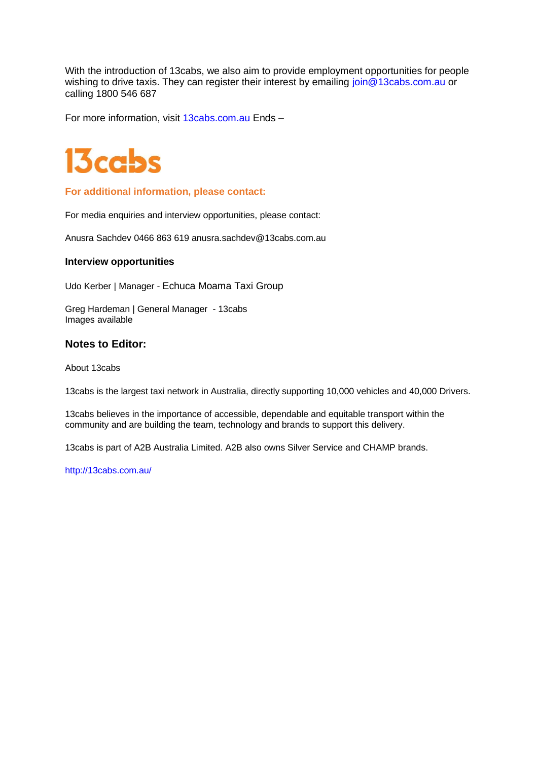With the introduction of 13cabs, we also aim to provide employment opportunities for people wishing to drive taxis. They can register their interest by emailing join@13cabs.com.au or calling 1800 546 687

For more information, visit 13cabs.com.au Ends –

13cabs

**For additional information, please contact:**

For media enquiries and interview opportunities, please contact:

Anusra Sachdev 0466 863 619 anusra.sachdev@13cabs.com.au

**Interview opportunities**

Udo Kerber | Manager - Echuca Moama Taxi Group

Greg Hardeman | General Manager - 13cabs
Images available

## Notes to Editor:

About 13cabs

13cabs is the largest taxi network in Australia, directly supporting 10,000 vehicles and 40,000 Drivers.

13cabs believes in the importance of accessible, dependable and equitable transport within the community and are building the team, technology and brands to support this delivery.

13cabs is part of A2B Australia Limited. A2B also owns Silver Service and CHAMP brands.

http://13cabs.com.au/